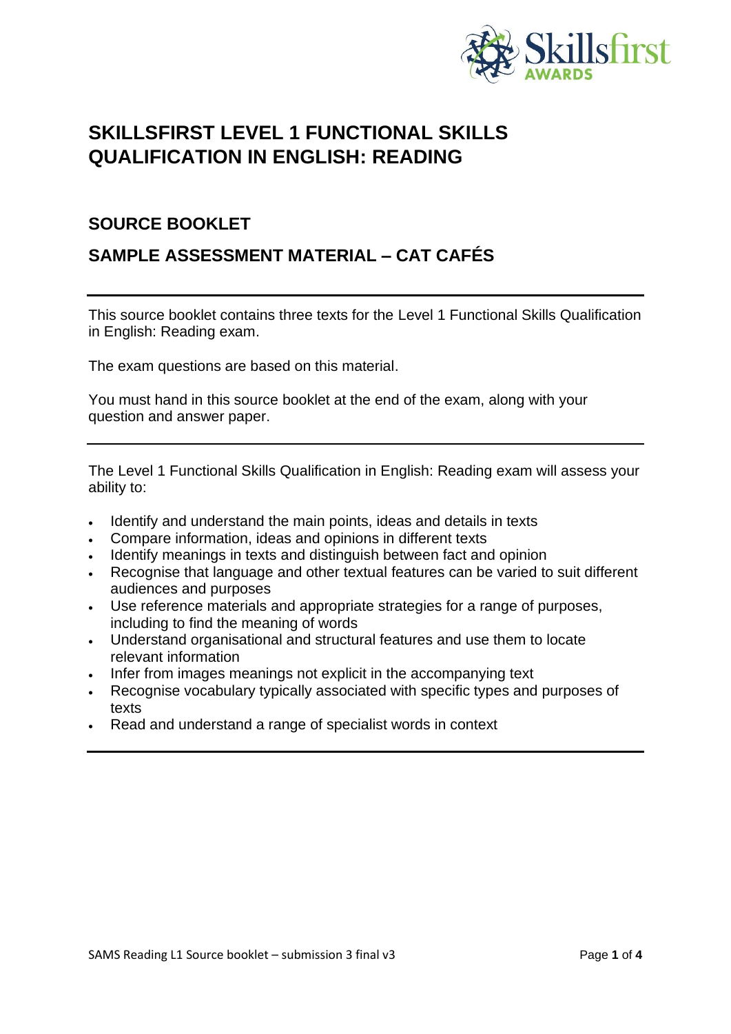# SKILLSFIRST LEVEL 1 FUNCTIONAL SKILLS QUALIFICATION IN ENGLISH: READING

## SOURCE BOOKLET

## SAMPLE ASSESSMENT MATERIAL – CAT CAFÉS

---

This source booklet contains three texts for the Level 1 Functional Skills Qualification in English: Reading exam.

The exam questions are based on this material.

You must hand in this source booklet at the end of the exam, along with your question and answer paper.

---

The Level 1 Functional Skills Qualification in English: Reading exam will assess your ability to:

- Identify and understand the main points, ideas and details in texts
- Compare information, ideas and opinions in different texts
- Identify meanings in texts and distinguish between fact and opinion
- Recognise that language and other textual features can be varied to suit different audiences and purposes
- Use reference materials and appropriate strategies for a range of purposes, including to find the meaning of words
- Understand organisational and structural features and use them to locate relevant information
- Infer from images meanings not explicit in the accompanying text
- Recognise vocabulary typically associated with specific types and purposes of texts
- Read and understand a range of specialist words in context

---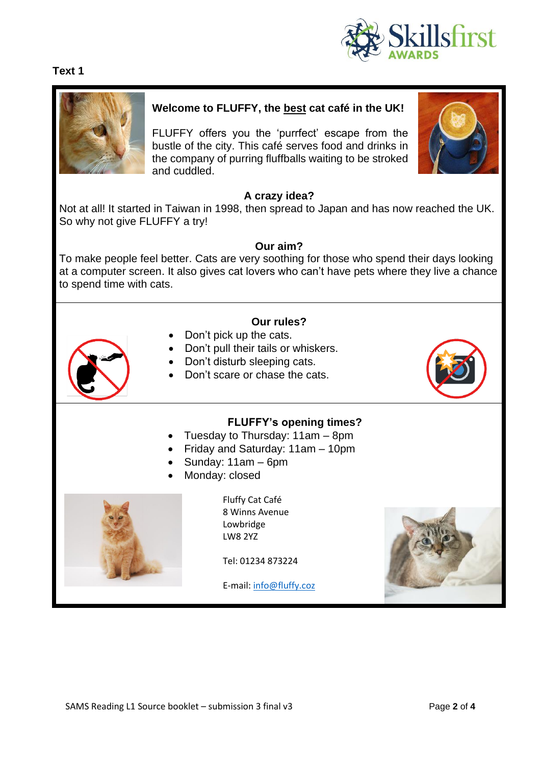**Text 1**

## Welcome to FLUFFY, the best cat café in the UK!

FLUFFY offers you the 'purrfect' escape from the bustle of the city. This café serves food and drinks in the company of purring fluffballs waiting to be stroked and cuddled.

### A crazy idea?

Not at all! It started in Taiwan in 1998, then spread to Japan and has now reached the UK. So why not give FLUFFY a try!

### Our aim?

To make people feel better. Cats are very soothing for those who spend their days looking at a computer screen. It also gives cat lovers who can't have pets where they live a chance to spend time with cats.

### Our rules?

- Don't pick up the cats.
- Don't pull their tails or whiskers.
- Don't disturb sleeping cats.
- Don't scare or chase the cats.

### FLUFFY's opening times?

- Tuesday to Thursday: 11am – 8pm
- Friday and Saturday: 11am – 10pm
- Sunday: 11am – 6pm
- Monday: closed

Fluffy Cat Café
8 Winns Avenue
Lowbridge
LW8 2YZ

Tel: 01234 873224

E-mail: info@fluffy.coz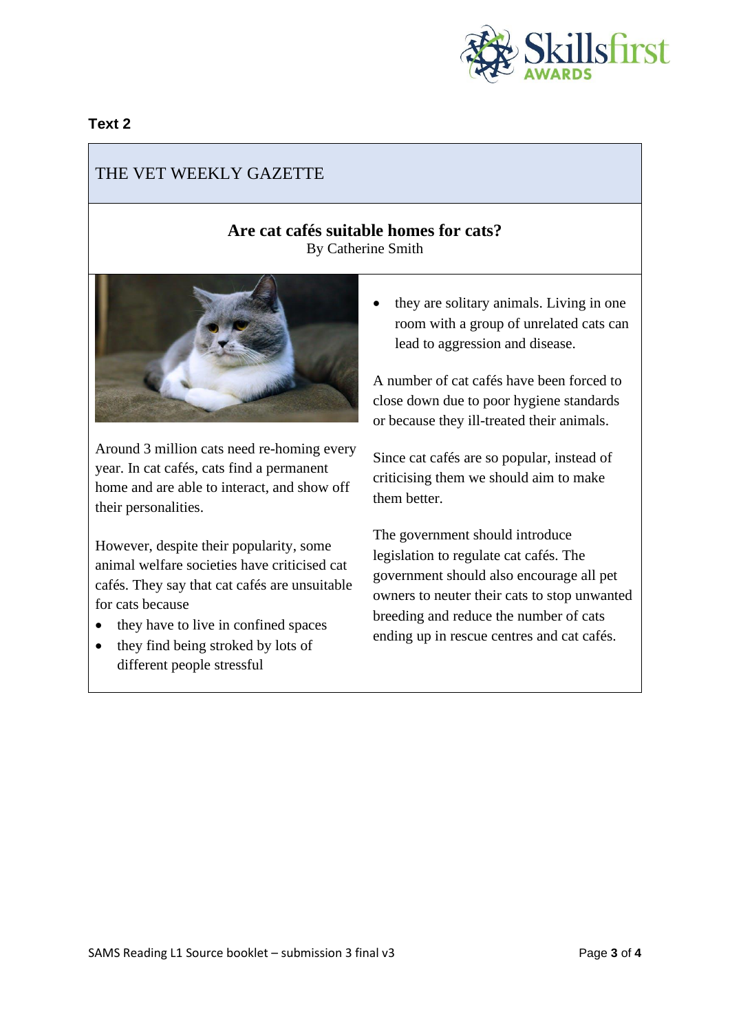**Text 2**

THE VET WEEKLY GAZETTE

## Are cat cafés suitable homes for cats?

By Catherine Smith

Around 3 million cats need re-homing every year. In cat cafés, cats find a permanent home and are able to interact, and show off their personalities.

However, despite their popularity, some animal welfare societies have criticised cat cafés. They say that cat cafés are unsuitable for cats because

- they have to live in confined spaces
- they find being stroked by lots of different people stressful
- they are solitary animals. Living in one room with a group of unrelated cats can lead to aggression and disease.

A number of cat cafés have been forced to close down due to poor hygiene standards or because they ill-treated their animals.

Since cat cafés are so popular, instead of criticising them we should aim to make them better.

The government should introduce legislation to regulate cat cafés. The government should also encourage all pet owners to neuter their cats to stop unwanted breeding and reduce the number of cats ending up in rescue centres and cat cafés.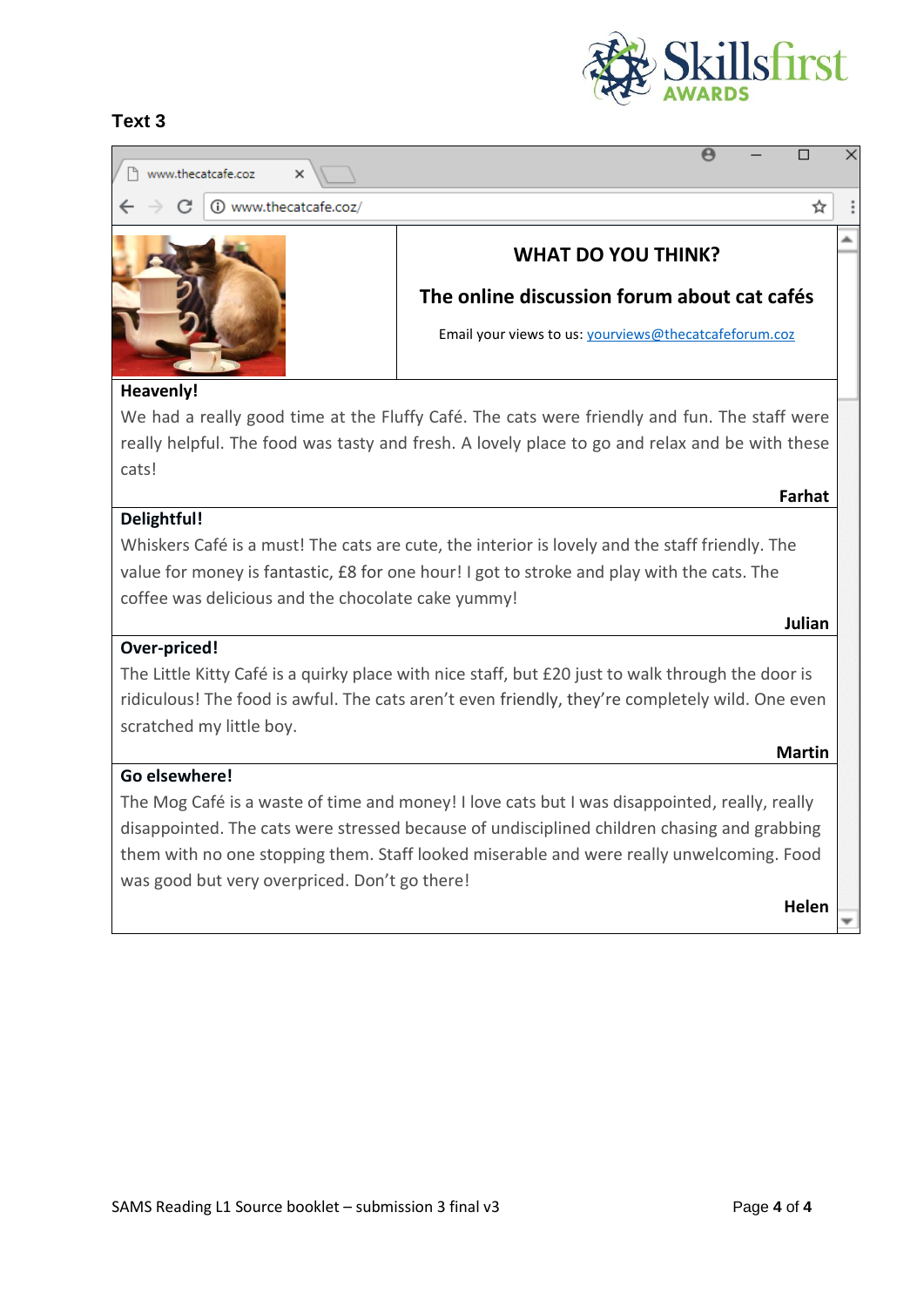## Text 3

www.thecatcafe.coz

www.thecatcafe.coz/

**WHAT DO YOU THINK?**

**The online discussion forum about cat cafés**

Email your views to us: yourviews@thecatcafeforum.coz

**Heavenly!**

We had a really good time at the Fluffy Café. The cats were friendly and fun. The staff were really helpful. The food was tasty and fresh. A lovely place to go and relax and be with these cats!

**Farhat**

**Delightful!**

Whiskers Café is a must! The cats are cute, the interior is lovely and the staff friendly. The value for money is fantastic, £8 for one hour! I got to stroke and play with the cats. The coffee was delicious and the chocolate cake yummy!

**Julian**

**Over-priced!**

The Little Kitty Café is a quirky place with nice staff, but £20 just to walk through the door is ridiculous! The food is awful. The cats aren't even friendly, they're completely wild. One even scratched my little boy.

**Martin**

**Go elsewhere!**

The Mog Café is a waste of time and money! I love cats but I was disappointed, really, really disappointed. The cats were stressed because of undisciplined children chasing and grabbing them with no one stopping them. Staff looked miserable and were really unwelcoming. Food was good but very overpriced. Don't go there!

**Helen**